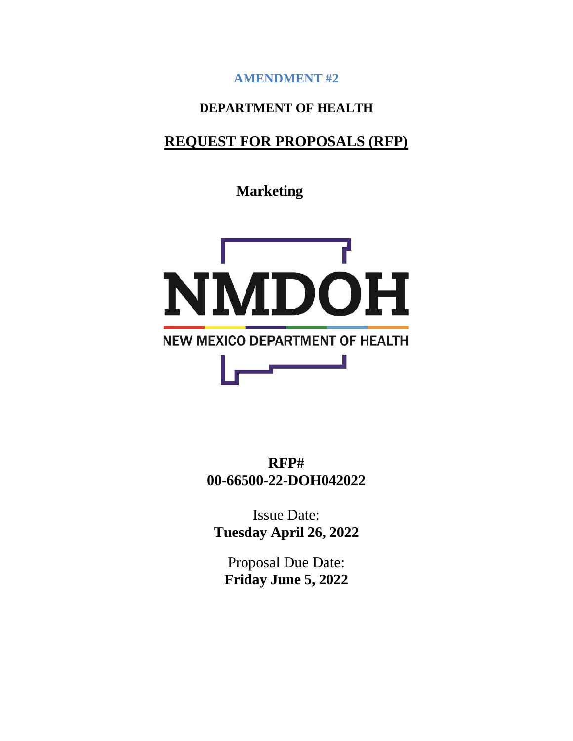**AMENDMENT #2**

**DEPARTMENT OF HEALTH**

# REQUEST FOR PROPOSALS (RFP)

**Marketing**

NMDOH

NEW MEXICO DEPARTMENT OF HEALTH

**RFP#**
**00-66500-22-DOH042022**

Issue Date:
**Tuesday April 26, 2022**

Proposal Due Date:
**Friday June 5, 2022**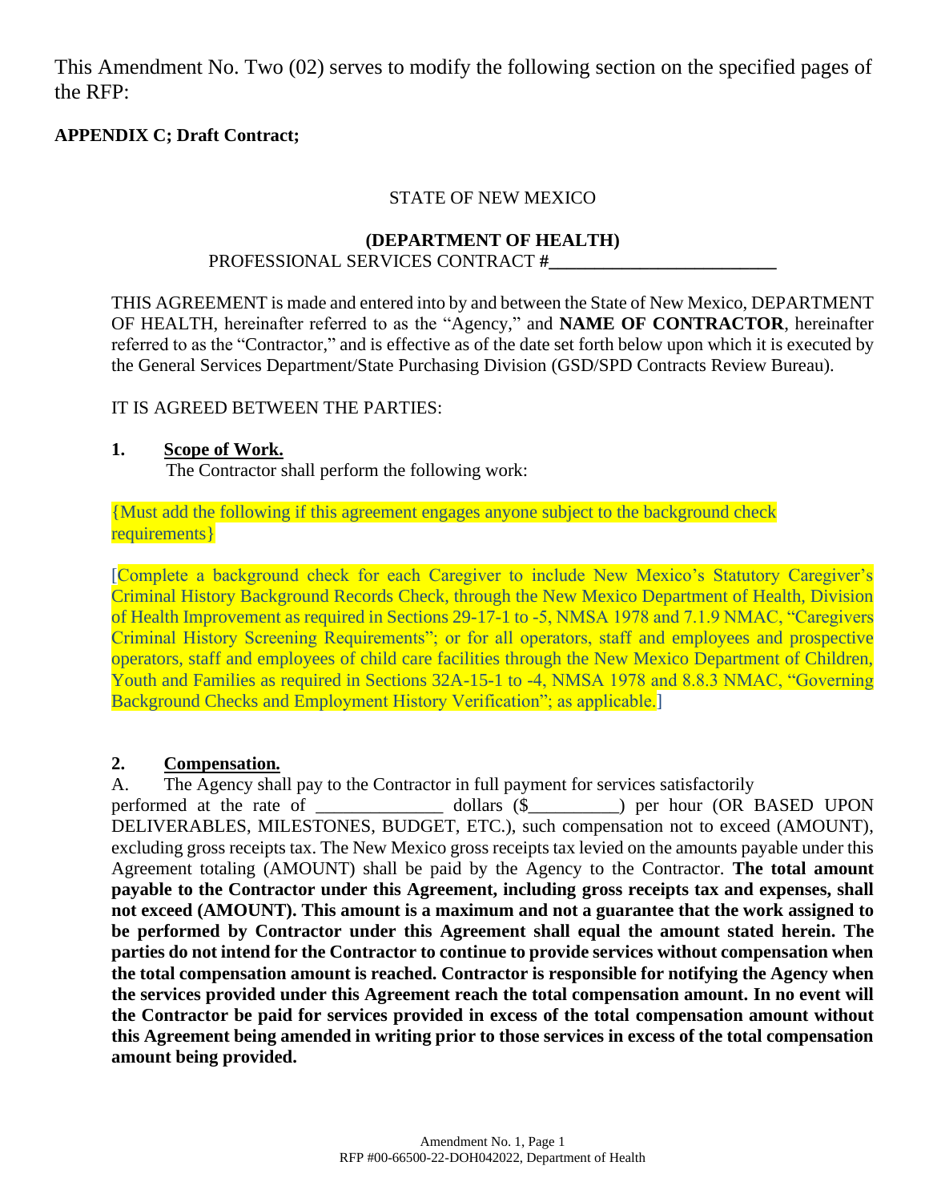This Amendment No. Two (02) serves to modify the following section on the specified pages of the RFP:

**APPENDIX C; Draft Contract;**

STATE OF NEW MEXICO

**(DEPARTMENT OF HEALTH)**

PROFESSIONAL SERVICES CONTRACT #_________________________

THIS AGREEMENT is made and entered into by and between the State of New Mexico, DEPARTMENT OF HEALTH, hereinafter referred to as the "Agency," and **NAME OF CONTRACTOR**, hereinafter referred to as the "Contractor," and is effective as of the date set forth below upon which it is executed by the General Services Department/State Purchasing Division (GSD/SPD Contracts Review Bureau).

IT IS AGREED BETWEEN THE PARTIES:

**1. Scope of Work.**

The Contractor shall perform the following work:

{Must add the following if this agreement engages anyone subject to the background check requirements}

[Complete a background check for each Caregiver to include New Mexico's Statutory Caregiver's Criminal History Background Records Check, through the New Mexico Department of Health, Division of Health Improvement as required in Sections 29-17-1 to -5, NMSA 1978 and 7.1.9 NMAC, "Caregivers Criminal History Screening Requirements"; or for all operators, staff and employees and prospective operators, staff and employees of child care facilities through the New Mexico Department of Children, Youth and Families as required in Sections 32A-15-1 to -4, NMSA 1978 and 8.8.3 NMAC, "Governing Background Checks and Employment History Verification"; as applicable.]

**2. Compensation.**

A. The Agency shall pay to the Contractor in full payment for services satisfactorily performed at the rate of ______________ dollars ($__________) per hour (OR BASED UPON DELIVERABLES, MILESTONES, BUDGET, ETC.), such compensation not to exceed (AMOUNT), excluding gross receipts tax. The New Mexico gross receipts tax levied on the amounts payable under this Agreement totaling (AMOUNT) shall be paid by the Agency to the Contractor. **The total amount payable to the Contractor under this Agreement, including gross receipts tax and expenses, shall not exceed (AMOUNT). This amount is a maximum and not a guarantee that the work assigned to be performed by Contractor under this Agreement shall equal the amount stated herein. The parties do not intend for the Contractor to continue to provide services without compensation when the total compensation amount is reached. Contractor is responsible for notifying the Agency when the services provided under this Agreement reach the total compensation amount. In no event will the Contractor be paid for services provided in excess of the total compensation amount without this Agreement being amended in writing prior to those services in excess of the total compensation amount being provided.**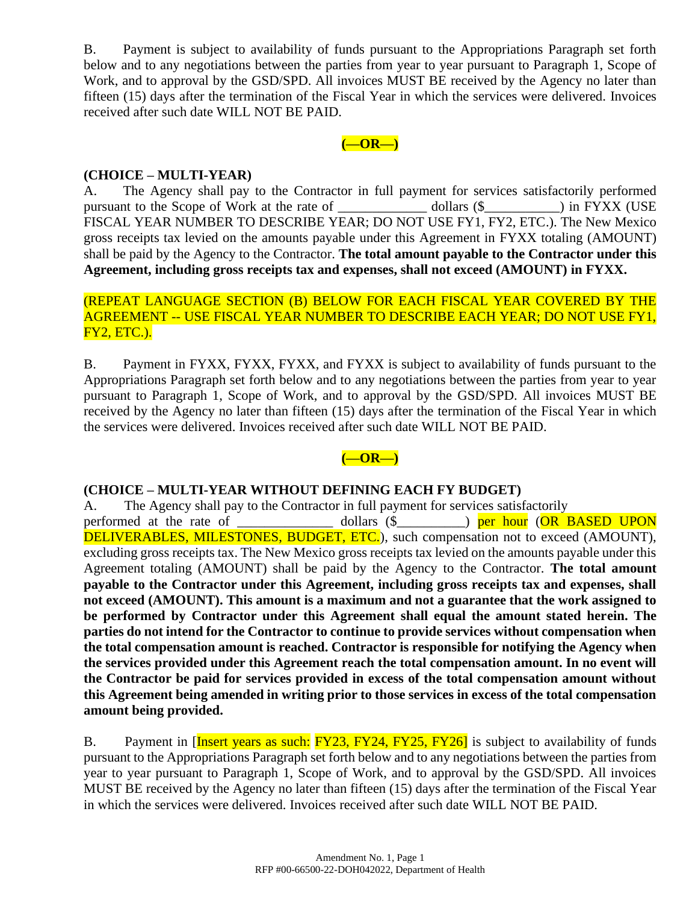B. Payment is subject to availability of funds pursuant to the Appropriations Paragraph set forth below and to any negotiations between the parties from year to year pursuant to Paragraph 1, Scope of Work, and to approval by the GSD/SPD. All invoices MUST BE received by the Agency no later than fifteen (15) days after the termination of the Fiscal Year in which the services were delivered. Invoices received after such date WILL NOT BE PAID.

**(—OR—)**

**(CHOICE – MULTI-YEAR)**

A. The Agency shall pay to the Contractor in full payment for services satisfactorily performed pursuant to the Scope of Work at the rate of _____________ dollars ($___________) in FYXX (USE FISCAL YEAR NUMBER TO DESCRIBE YEAR; DO NOT USE FY1, FY2, ETC.). The New Mexico gross receipts tax levied on the amounts payable under this Agreement in FYXX totaling (AMOUNT) shall be paid by the Agency to the Contractor. **The total amount payable to the Contractor under this Agreement, including gross receipts tax and expenses, shall not exceed (AMOUNT) in FYXX.**

(REPEAT LANGUAGE SECTION (B) BELOW FOR EACH FISCAL YEAR COVERED BY THE AGREEMENT -- USE FISCAL YEAR NUMBER TO DESCRIBE EACH YEAR; DO NOT USE FY1, FY2, ETC.).

B. Payment in FYXX, FYXX, FYXX, and FYXX is subject to availability of funds pursuant to the Appropriations Paragraph set forth below and to any negotiations between the parties from year to year pursuant to Paragraph 1, Scope of Work, and to approval by the GSD/SPD. All invoices MUST BE received by the Agency no later than fifteen (15) days after the termination of the Fiscal Year in which the services were delivered. Invoices received after such date WILL NOT BE PAID.

**(—OR—)**

**(CHOICE – MULTI-YEAR WITHOUT DEFINING EACH FY BUDGET)**

A. The Agency shall pay to the Contractor in full payment for services satisfactorily performed at the rate of ______________ dollars ($__________) per hour (OR BASED UPON DELIVERABLES, MILESTONES, BUDGET, ETC.), such compensation not to exceed (AMOUNT), excluding gross receipts tax. The New Mexico gross receipts tax levied on the amounts payable under this Agreement totaling (AMOUNT) shall be paid by the Agency to the Contractor. **The total amount payable to the Contractor under this Agreement, including gross receipts tax and expenses, shall not exceed (AMOUNT). This amount is a maximum and not a guarantee that the work assigned to be performed by Contractor under this Agreement shall equal the amount stated herein. The parties do not intend for the Contractor to continue to provide services without compensation when the total compensation amount is reached. Contractor is responsible for notifying the Agency when the services provided under this Agreement reach the total compensation amount. In no event will the Contractor be paid for services provided in excess of the total compensation amount without this Agreement being amended in writing prior to those services in excess of the total compensation amount being provided.**

B. Payment in [Insert years as such: FY23, FY24, FY25, FY26] is subject to availability of funds pursuant to the Appropriations Paragraph set forth below and to any negotiations between the parties from year to year pursuant to Paragraph 1, Scope of Work, and to approval by the GSD/SPD. All invoices MUST BE received by the Agency no later than fifteen (15) days after the termination of the Fiscal Year in which the services were delivered. Invoices received after such date WILL NOT BE PAID.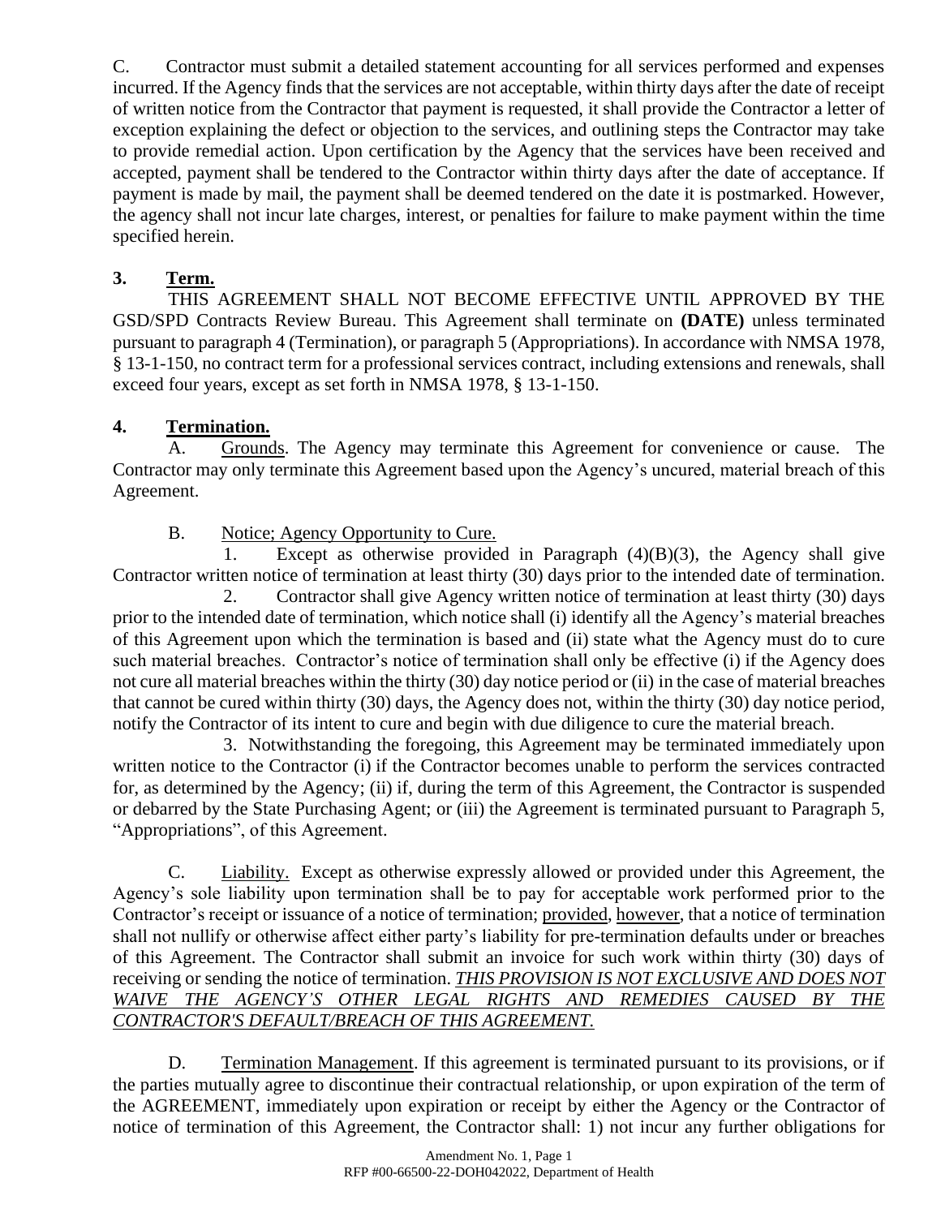C. Contractor must submit a detailed statement accounting for all services performed and expenses incurred. If the Agency finds that the services are not acceptable, within thirty days after the date of receipt of written notice from the Contractor that payment is requested, it shall provide the Contractor a letter of exception explaining the defect or objection to the services, and outlining steps the Contractor may take to provide remedial action. Upon certification by the Agency that the services have been received and accepted, payment shall be tendered to the Contractor within thirty days after the date of acceptance. If payment is made by mail, the payment shall be deemed tendered on the date it is postmarked. However, the agency shall not incur late charges, interest, or penalties for failure to make payment within the time specified herein.

**3. Term.**

THIS AGREEMENT SHALL NOT BECOME EFFECTIVE UNTIL APPROVED BY THE GSD/SPD Contracts Review Bureau. This Agreement shall terminate on **(DATE)** unless terminated pursuant to paragraph 4 (Termination), or paragraph 5 (Appropriations). In accordance with NMSA 1978, § 13-1-150, no contract term for a professional services contract, including extensions and renewals, shall exceed four years, except as set forth in NMSA 1978, § 13-1-150.

**4. Termination.**

A. Grounds. The Agency may terminate this Agreement for convenience or cause. The Contractor may only terminate this Agreement based upon the Agency's uncured, material breach of this Agreement.

B. Notice; Agency Opportunity to Cure.

1. Except as otherwise provided in Paragraph (4)(B)(3), the Agency shall give Contractor written notice of termination at least thirty (30) days prior to the intended date of termination.

2. Contractor shall give Agency written notice of termination at least thirty (30) days prior to the intended date of termination, which notice shall (i) identify all the Agency's material breaches of this Agreement upon which the termination is based and (ii) state what the Agency must do to cure such material breaches. Contractor's notice of termination shall only be effective (i) if the Agency does not cure all material breaches within the thirty (30) day notice period or (ii) in the case of material breaches that cannot be cured within thirty (30) days, the Agency does not, within the thirty (30) day notice period, notify the Contractor of its intent to cure and begin with due diligence to cure the material breach.

3. Notwithstanding the foregoing, this Agreement may be terminated immediately upon written notice to the Contractor (i) if the Contractor becomes unable to perform the services contracted for, as determined by the Agency; (ii) if, during the term of this Agreement, the Contractor is suspended or debarred by the State Purchasing Agent; or (iii) the Agreement is terminated pursuant to Paragraph 5, "Appropriations", of this Agreement.

C. Liability. Except as otherwise expressly allowed or provided under this Agreement, the Agency's sole liability upon termination shall be to pay for acceptable work performed prior to the Contractor's receipt or issuance of a notice of termination; provided, however, that a notice of termination shall not nullify or otherwise affect either party's liability for pre-termination defaults under or breaches of this Agreement. The Contractor shall submit an invoice for such work within thirty (30) days of receiving or sending the notice of termination. ***THIS PROVISION IS NOT EXCLUSIVE AND DOES NOT WAIVE THE AGENCY'S OTHER LEGAL RIGHTS AND REMEDIES CAUSED BY THE CONTRACTOR'S DEFAULT/BREACH OF THIS AGREEMENT.***

D. Termination Management. If this agreement is terminated pursuant to its provisions, or if the parties mutually agree to discontinue their contractual relationship, or upon expiration of the term of the AGREEMENT, immediately upon expiration or receipt by either the Agency or the Contractor of notice of termination of this Agreement, the Contractor shall: 1) not incur any further obligations for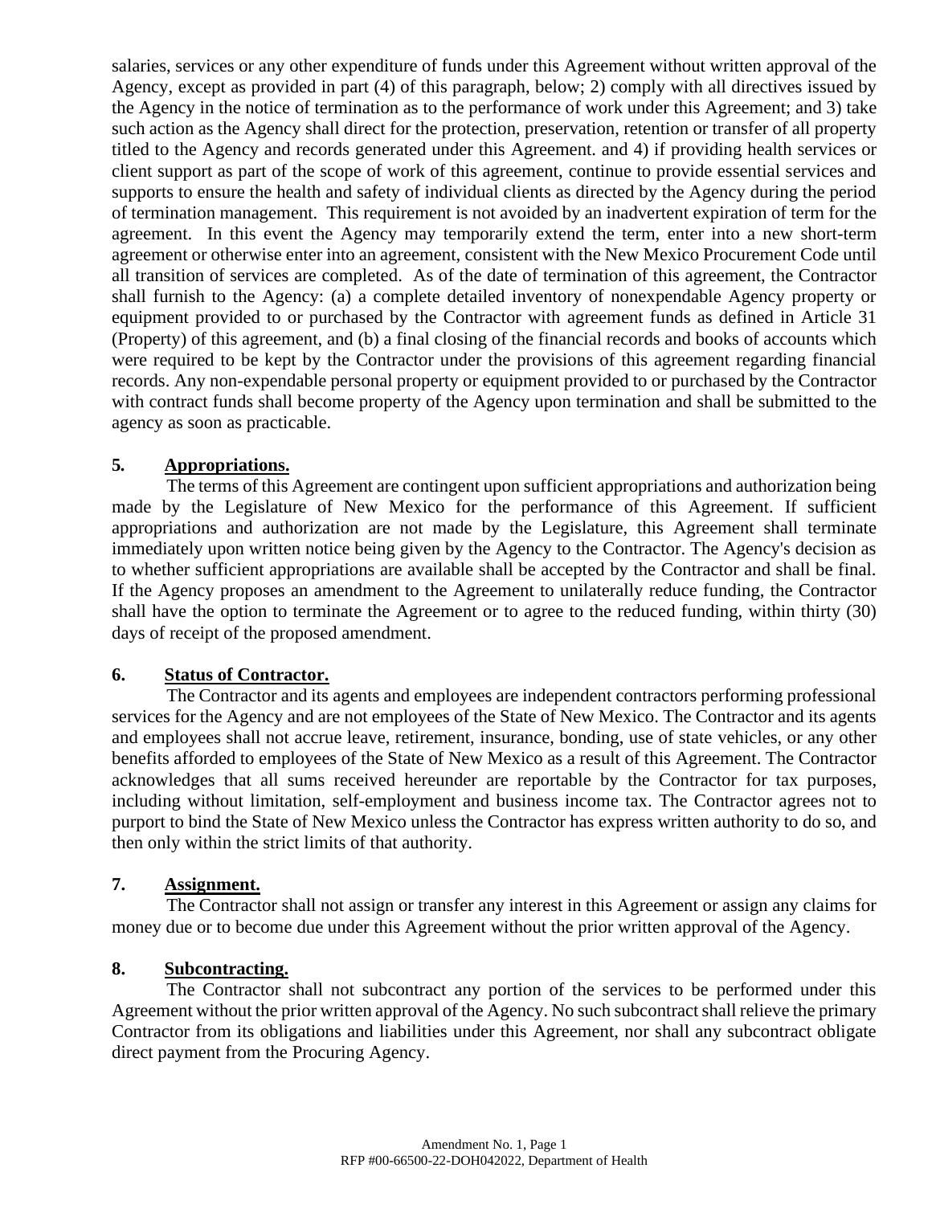salaries, services or any other expenditure of funds under this Agreement without written approval of the Agency, except as provided in part (4) of this paragraph, below; 2) comply with all directives issued by the Agency in the notice of termination as to the performance of work under this Agreement; and 3) take such action as the Agency shall direct for the protection, preservation, retention or transfer of all property titled to the Agency and records generated under this Agreement. and 4) if providing health services or client support as part of the scope of work of this agreement, continue to provide essential services and supports to ensure the health and safety of individual clients as directed by the Agency during the period of termination management. This requirement is not avoided by an inadvertent expiration of term for the agreement. In this event the Agency may temporarily extend the term, enter into a new short-term agreement or otherwise enter into an agreement, consistent with the New Mexico Procurement Code until all transition of services are completed. As of the date of termination of this agreement, the Contractor shall furnish to the Agency: (a) a complete detailed inventory of nonexpendable Agency property or equipment provided to or purchased by the Contractor with agreement funds as defined in Article 31 (Property) of this agreement, and (b) a final closing of the financial records and books of accounts which were required to be kept by the Contractor under the provisions of this agreement regarding financial records. Any non-expendable personal property or equipment provided to or purchased by the Contractor with contract funds shall become property of the Agency upon termination and shall be submitted to the agency as soon as practicable.

**5. Appropriations.**

The terms of this Agreement are contingent upon sufficient appropriations and authorization being made by the Legislature of New Mexico for the performance of this Agreement. If sufficient appropriations and authorization are not made by the Legislature, this Agreement shall terminate immediately upon written notice being given by the Agency to the Contractor. The Agency's decision as to whether sufficient appropriations are available shall be accepted by the Contractor and shall be final. If the Agency proposes an amendment to the Agreement to unilaterally reduce funding, the Contractor shall have the option to terminate the Agreement or to agree to the reduced funding, within thirty (30) days of receipt of the proposed amendment.

**6. Status of Contractor.**

The Contractor and its agents and employees are independent contractors performing professional services for the Agency and are not employees of the State of New Mexico. The Contractor and its agents and employees shall not accrue leave, retirement, insurance, bonding, use of state vehicles, or any other benefits afforded to employees of the State of New Mexico as a result of this Agreement. The Contractor acknowledges that all sums received hereunder are reportable by the Contractor for tax purposes, including without limitation, self-employment and business income tax. The Contractor agrees not to purport to bind the State of New Mexico unless the Contractor has express written authority to do so, and then only within the strict limits of that authority.

**7. Assignment.**

The Contractor shall not assign or transfer any interest in this Agreement or assign any claims for money due or to become due under this Agreement without the prior written approval of the Agency.

**8. Subcontracting.**

The Contractor shall not subcontract any portion of the services to be performed under this Agreement without the prior written approval of the Agency. No such subcontract shall relieve the primary Contractor from its obligations and liabilities under this Agreement, nor shall any subcontract obligate direct payment from the Procuring Agency.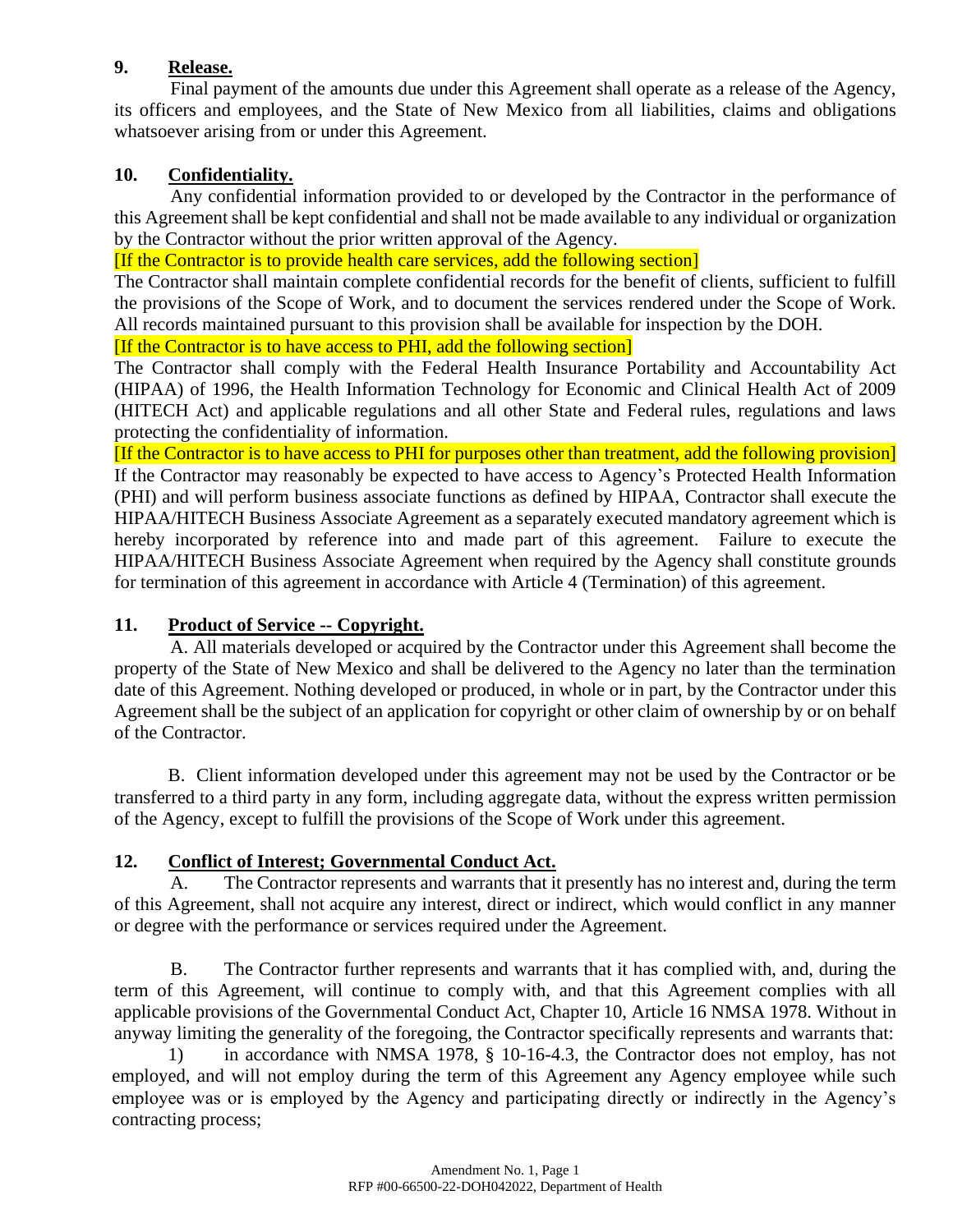### 9. **Release.**

Final payment of the amounts due under this Agreement shall operate as a release of the Agency, its officers and employees, and the State of New Mexico from all liabilities, claims and obligations whatsoever arising from or under this Agreement.

### 10. **Confidentiality.**

Any confidential information provided to or developed by the Contractor in the performance of this Agreement shall be kept confidential and shall not be made available to any individual or organization by the Contractor without the prior written approval of the Agency.

[If the Contractor is to provide health care services, add the following section]

The Contractor shall maintain complete confidential records for the benefit of clients, sufficient to fulfill the provisions of the Scope of Work, and to document the services rendered under the Scope of Work. All records maintained pursuant to this provision shall be available for inspection by the DOH.

[If the Contractor is to have access to PHI, add the following section]

The Contractor shall comply with the Federal Health Insurance Portability and Accountability Act (HIPAA) of 1996, the Health Information Technology for Economic and Clinical Health Act of 2009 (HITECH Act) and applicable regulations and all other State and Federal rules, regulations and laws protecting the confidentiality of information.

[If the Contractor is to have access to PHI for purposes other than treatment, add the following provision]

If the Contractor may reasonably be expected to have access to Agency's Protected Health Information (PHI) and will perform business associate functions as defined by HIPAA, Contractor shall execute the HIPAA/HITECH Business Associate Agreement as a separately executed mandatory agreement which is hereby incorporated by reference into and made part of this agreement. Failure to execute the HIPAA/HITECH Business Associate Agreement when required by the Agency shall constitute grounds for termination of this agreement in accordance with Article 4 (Termination) of this agreement.

### 11. **Product of Service -- Copyright.**

A. All materials developed or acquired by the Contractor under this Agreement shall become the property of the State of New Mexico and shall be delivered to the Agency no later than the termination date of this Agreement. Nothing developed or produced, in whole or in part, by the Contractor under this Agreement shall be the subject of an application for copyright or other claim of ownership by or on behalf of the Contractor.

B. Client information developed under this agreement may not be used by the Contractor or be transferred to a third party in any form, including aggregate data, without the express written permission of the Agency, except to fulfill the provisions of the Scope of Work under this agreement.

### 12. **Conflict of Interest; Governmental Conduct Act.**

A. The Contractor represents and warrants that it presently has no interest and, during the term of this Agreement, shall not acquire any interest, direct or indirect, which would conflict in any manner or degree with the performance or services required under the Agreement.

B. The Contractor further represents and warrants that it has complied with, and, during the term of this Agreement, will continue to comply with, and that this Agreement complies with all applicable provisions of the Governmental Conduct Act, Chapter 10, Article 16 NMSA 1978. Without in anyway limiting the generality of the foregoing, the Contractor specifically represents and warrants that:

1) in accordance with NMSA 1978, § 10-16-4.3, the Contractor does not employ, has not employed, and will not employ during the term of this Agreement any Agency employee while such employee was or is employed by the Agency and participating directly or indirectly in the Agency's contracting process;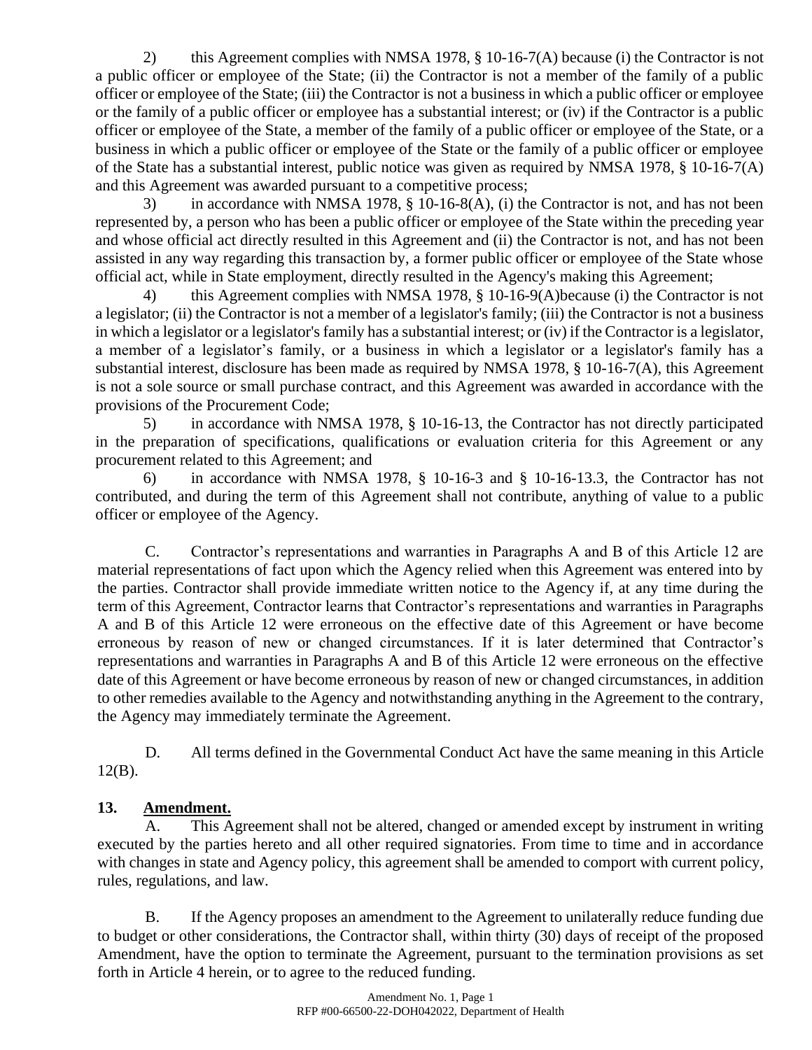2) this Agreement complies with NMSA 1978, § 10-16-7(A) because (i) the Contractor is not a public officer or employee of the State; (ii) the Contractor is not a member of the family of a public officer or employee of the State; (iii) the Contractor is not a business in which a public officer or employee or the family of a public officer or employee has a substantial interest; or (iv) if the Contractor is a public officer or employee of the State, a member of the family of a public officer or employee of the State, or a business in which a public officer or employee of the State or the family of a public officer or employee of the State has a substantial interest, public notice was given as required by NMSA 1978, § 10-16-7(A) and this Agreement was awarded pursuant to a competitive process;

3) in accordance with NMSA 1978, § 10-16-8(A), (i) the Contractor is not, and has not been represented by, a person who has been a public officer or employee of the State within the preceding year and whose official act directly resulted in this Agreement and (ii) the Contractor is not, and has not been assisted in any way regarding this transaction by, a former public officer or employee of the State whose official act, while in State employment, directly resulted in the Agency's making this Agreement;

4) this Agreement complies with NMSA 1978, § 10-16-9(A)because (i) the Contractor is not a legislator; (ii) the Contractor is not a member of a legislator's family; (iii) the Contractor is not a business in which a legislator or a legislator's family has a substantial interest; or (iv) if the Contractor is a legislator, a member of a legislator's family, or a business in which a legislator or a legislator's family has a substantial interest, disclosure has been made as required by NMSA 1978, § 10-16-7(A), this Agreement is not a sole source or small purchase contract, and this Agreement was awarded in accordance with the provisions of the Procurement Code;

5) in accordance with NMSA 1978, § 10-16-13, the Contractor has not directly participated in the preparation of specifications, qualifications or evaluation criteria for this Agreement or any procurement related to this Agreement; and

6) in accordance with NMSA 1978, § 10-16-3 and § 10-16-13.3, the Contractor has not contributed, and during the term of this Agreement shall not contribute, anything of value to a public officer or employee of the Agency.

C. Contractor's representations and warranties in Paragraphs A and B of this Article 12 are material representations of fact upon which the Agency relied when this Agreement was entered into by the parties. Contractor shall provide immediate written notice to the Agency if, at any time during the term of this Agreement, Contractor learns that Contractor's representations and warranties in Paragraphs A and B of this Article 12 were erroneous on the effective date of this Agreement or have become erroneous by reason of new or changed circumstances. If it is later determined that Contractor's representations and warranties in Paragraphs A and B of this Article 12 were erroneous on the effective date of this Agreement or have become erroneous by reason of new or changed circumstances, in addition to other remedies available to the Agency and notwithstanding anything in the Agreement to the contrary, the Agency may immediately terminate the Agreement.

D. All terms defined in the Governmental Conduct Act have the same meaning in this Article 12(B).

**13. Amendment.**

A. This Agreement shall not be altered, changed or amended except by instrument in writing executed by the parties hereto and all other required signatories. From time to time and in accordance with changes in state and Agency policy, this agreement shall be amended to comport with current policy, rules, regulations, and law.

B. If the Agency proposes an amendment to the Agreement to unilaterally reduce funding due to budget or other considerations, the Contractor shall, within thirty (30) days of receipt of the proposed Amendment, have the option to terminate the Agreement, pursuant to the termination provisions as set forth in Article 4 herein, or to agree to the reduced funding.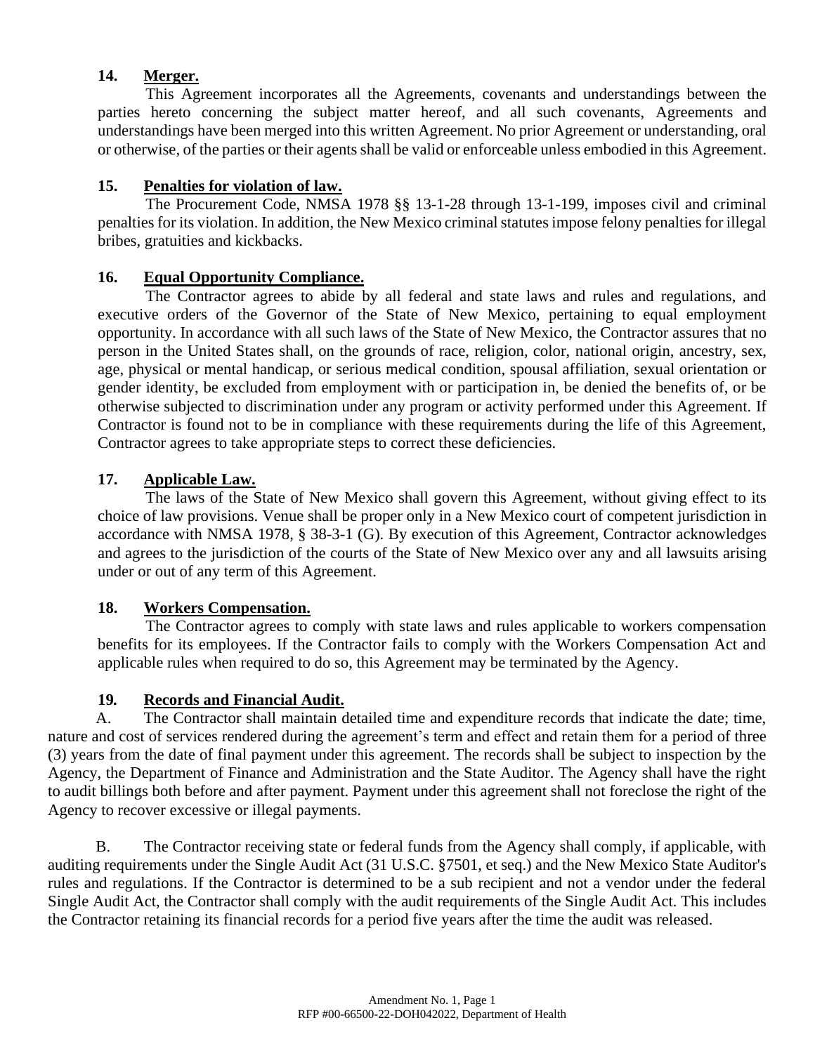**14. Merger.**

This Agreement incorporates all the Agreements, covenants and understandings between the parties hereto concerning the subject matter hereof, and all such covenants, Agreements and understandings have been merged into this written Agreement. No prior Agreement or understanding, oral or otherwise, of the parties or their agents shall be valid or enforceable unless embodied in this Agreement.

**15. Penalties for violation of law.**

The Procurement Code, NMSA 1978 §§ 13-1-28 through 13-1-199, imposes civil and criminal penalties for its violation. In addition, the New Mexico criminal statutes impose felony penalties for illegal bribes, gratuities and kickbacks.

**16. Equal Opportunity Compliance.**

The Contractor agrees to abide by all federal and state laws and rules and regulations, and executive orders of the Governor of the State of New Mexico, pertaining to equal employment opportunity. In accordance with all such laws of the State of New Mexico, the Contractor assures that no person in the United States shall, on the grounds of race, religion, color, national origin, ancestry, sex, age, physical or mental handicap, or serious medical condition, spousal affiliation, sexual orientation or gender identity, be excluded from employment with or participation in, be denied the benefits of, or be otherwise subjected to discrimination under any program or activity performed under this Agreement. If Contractor is found not to be in compliance with these requirements during the life of this Agreement, Contractor agrees to take appropriate steps to correct these deficiencies.

**17. Applicable Law.**

The laws of the State of New Mexico shall govern this Agreement, without giving effect to its choice of law provisions. Venue shall be proper only in a New Mexico court of competent jurisdiction in accordance with NMSA 1978, § 38-3-1 (G). By execution of this Agreement, Contractor acknowledges and agrees to the jurisdiction of the courts of the State of New Mexico over any and all lawsuits arising under or out of any term of this Agreement.

**18. Workers Compensation.**

The Contractor agrees to comply with state laws and rules applicable to workers compensation benefits for its employees. If the Contractor fails to comply with the Workers Compensation Act and applicable rules when required to do so, this Agreement may be terminated by the Agency.

**19. Records and Financial Audit.**

A. The Contractor shall maintain detailed time and expenditure records that indicate the date; time, nature and cost of services rendered during the agreement's term and effect and retain them for a period of three (3) years from the date of final payment under this agreement. The records shall be subject to inspection by the Agency, the Department of Finance and Administration and the State Auditor. The Agency shall have the right to audit billings both before and after payment. Payment under this agreement shall not foreclose the right of the Agency to recover excessive or illegal payments.

B. The Contractor receiving state or federal funds from the Agency shall comply, if applicable, with auditing requirements under the Single Audit Act (31 U.S.C. §7501, et seq.) and the New Mexico State Auditor's rules and regulations. If the Contractor is determined to be a sub recipient and not a vendor under the federal Single Audit Act, the Contractor shall comply with the audit requirements of the Single Audit Act. This includes the Contractor retaining its financial records for a period five years after the time the audit was released.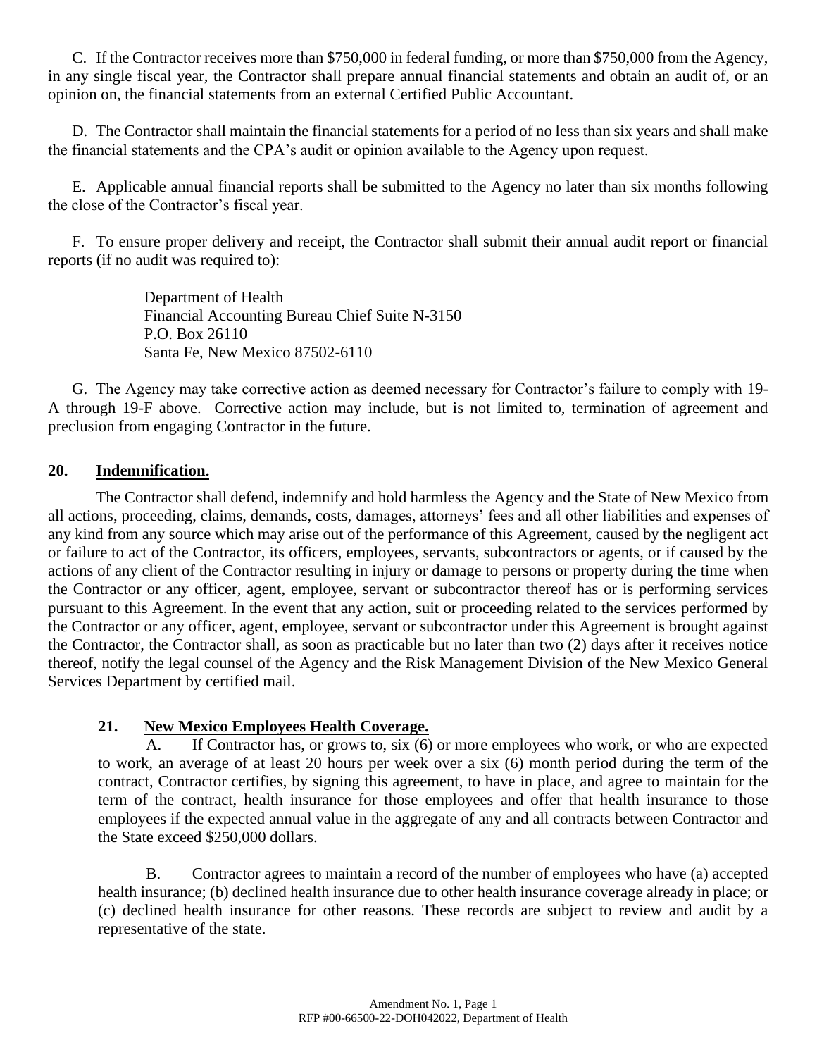C. If the Contractor receives more than $750,000 in federal funding, or more than $750,000 from the Agency, in any single fiscal year, the Contractor shall prepare annual financial statements and obtain an audit of, or an opinion on, the financial statements from an external Certified Public Accountant.

D. The Contractor shall maintain the financial statements for a period of no less than six years and shall make the financial statements and the CPA's audit or opinion available to the Agency upon request.

E. Applicable annual financial reports shall be submitted to the Agency no later than six months following the close of the Contractor's fiscal year.

F. To ensure proper delivery and receipt, the Contractor shall submit their annual audit report or financial reports (if no audit was required to):

> Department of Health
> Financial Accounting Bureau Chief Suite N-3150
> P.O. Box 26110
> Santa Fe, New Mexico 87502-6110

G. The Agency may take corrective action as deemed necessary for Contractor's failure to comply with 19-A through 19-F above. Corrective action may include, but is not limited to, termination of agreement and preclusion from engaging Contractor in the future.

## 20. Indemnification.

The Contractor shall defend, indemnify and hold harmless the Agency and the State of New Mexico from all actions, proceeding, claims, demands, costs, damages, attorneys' fees and all other liabilities and expenses of any kind from any source which may arise out of the performance of this Agreement, caused by the negligent act or failure to act of the Contractor, its officers, employees, servants, subcontractors or agents, or if caused by the actions of any client of the Contractor resulting in injury or damage to persons or property during the time when the Contractor or any officer, agent, employee, servant or subcontractor thereof has or is performing services pursuant to this Agreement. In the event that any action, suit or proceeding related to the services performed by the Contractor or any officer, agent, employee, servant or subcontractor under this Agreement is brought against the Contractor, the Contractor shall, as soon as practicable but no later than two (2) days after it receives notice thereof, notify the legal counsel of the Agency and the Risk Management Division of the New Mexico General Services Department by certified mail.

## 21. New Mexico Employees Health Coverage.

A. If Contractor has, or grows to, six (6) or more employees who work, or who are expected to work, an average of at least 20 hours per week over a six (6) month period during the term of the contract, Contractor certifies, by signing this agreement, to have in place, and agree to maintain for the term of the contract, health insurance for those employees and offer that health insurance to those employees if the expected annual value in the aggregate of any and all contracts between Contractor and the State exceed $250,000 dollars.

B. Contractor agrees to maintain a record of the number of employees who have (a) accepted health insurance; (b) declined health insurance due to other health insurance coverage already in place; or (c) declined health insurance for other reasons. These records are subject to review and audit by a representative of the state.

Amendment No. 1, Page 1
RFP #00-66500-22-DOH042022, Department of Health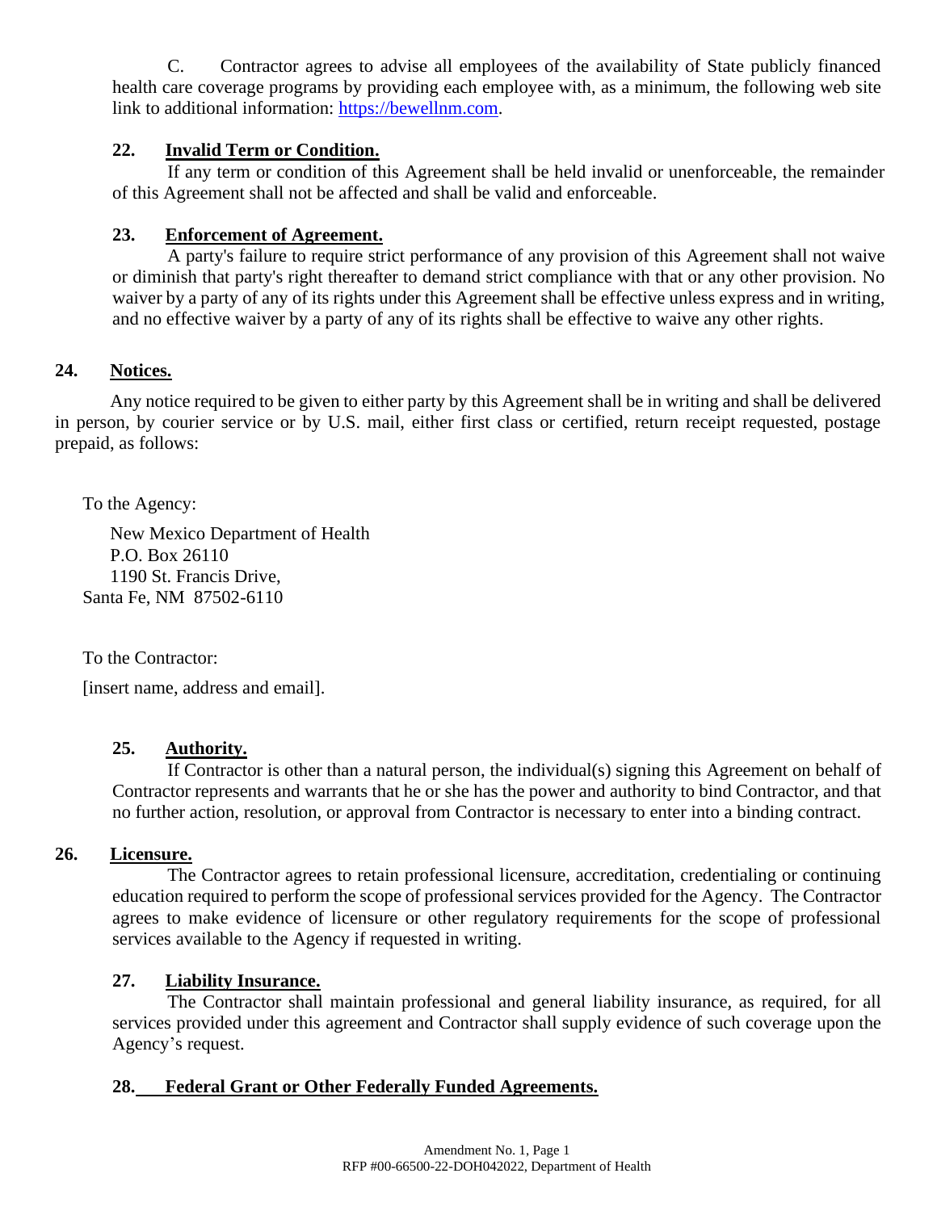C. Contractor agrees to advise all employees of the availability of State publicly financed health care coverage programs by providing each employee with, as a minimum, the following web site link to additional information: https://bewellnm.com.

### 22. Invalid Term or Condition.

If any term or condition of this Agreement shall be held invalid or unenforceable, the remainder of this Agreement shall not be affected and shall be valid and enforceable.

### 23. Enforcement of Agreement.

A party's failure to require strict performance of any provision of this Agreement shall not waive or diminish that party's right thereafter to demand strict compliance with that or any other provision. No waiver by a party of any of its rights under this Agreement shall be effective unless express and in writing, and no effective waiver by a party of any of its rights shall be effective to waive any other rights.

### 24. Notices.

Any notice required to be given to either party by this Agreement shall be in writing and shall be delivered in person, by courier service or by U.S. mail, either first class or certified, return receipt requested, postage prepaid, as follows:

To the Agency:

New Mexico Department of Health
P.O. Box 26110
1190 St. Francis Drive,
Santa Fe, NM 87502-6110

To the Contractor:

[insert name, address and email].

### 25. Authority.

If Contractor is other than a natural person, the individual(s) signing this Agreement on behalf of Contractor represents and warrants that he or she has the power and authority to bind Contractor, and that no further action, resolution, or approval from Contractor is necessary to enter into a binding contract.

### 26. Licensure.

The Contractor agrees to retain professional licensure, accreditation, credentialing or continuing education required to perform the scope of professional services provided for the Agency. The Contractor agrees to make evidence of licensure or other regulatory requirements for the scope of professional services available to the Agency if requested in writing.

### 27. Liability Insurance.

The Contractor shall maintain professional and general liability insurance, as required, for all services provided under this agreement and Contractor shall supply evidence of such coverage upon the Agency's request.

### 28. Federal Grant or Other Federally Funded Agreements.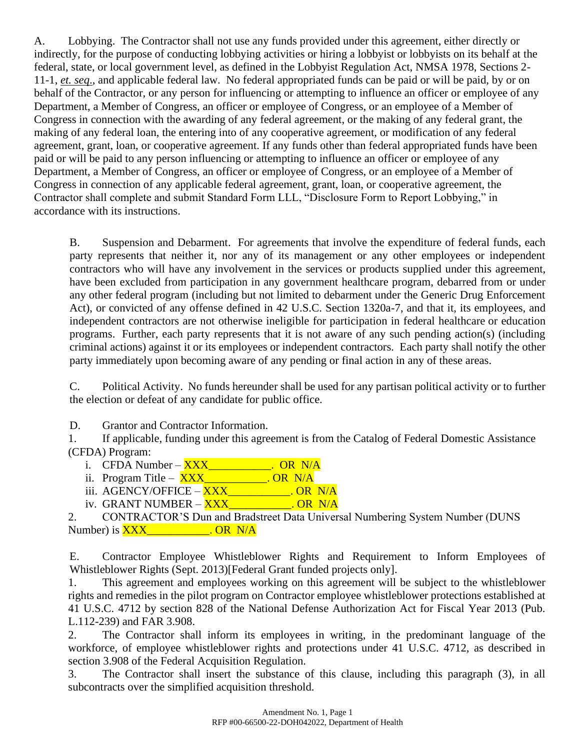A. Lobbying. The Contractor shall not use any funds provided under this agreement, either directly or indirectly, for the purpose of conducting lobbying activities or hiring a lobbyist or lobbyists on its behalf at the federal, state, or local government level, as defined in the Lobbyist Regulation Act, NMSA 1978, Sections 2-11-1, *et. seq.*, and applicable federal law. No federal appropriated funds can be paid or will be paid, by or on behalf of the Contractor, or any person for influencing or attempting to influence an officer or employee of any Department, a Member of Congress, an officer or employee of Congress, or an employee of a Member of Congress in connection with the awarding of any federal agreement, or the making of any federal grant, the making of any federal loan, the entering into of any cooperative agreement, or modification of any federal agreement, grant, loan, or cooperative agreement. If any funds other than federal appropriated funds have been paid or will be paid to any person influencing or attempting to influence an officer or employee of any Department, a Member of Congress, an officer or employee of Congress, or an employee of a Member of Congress in connection of any applicable federal agreement, grant, loan, or cooperative agreement, the Contractor shall complete and submit Standard Form LLL, "Disclosure Form to Report Lobbying," in accordance with its instructions.

B. Suspension and Debarment. For agreements that involve the expenditure of federal funds, each party represents that neither it, nor any of its management or any other employees or independent contractors who will have any involvement in the services or products supplied under this agreement, have been excluded from participation in any government healthcare program, debarred from or under any other federal program (including but not limited to debarment under the Generic Drug Enforcement Act), or convicted of any offense defined in 42 U.S.C. Section 1320a-7, and that it, its employees, and independent contractors are not otherwise ineligible for participation in federal healthcare or education programs. Further, each party represents that it is not aware of any such pending action(s) (including criminal actions) against it or its employees or independent contractors. Each party shall notify the other party immediately upon becoming aware of any pending or final action in any of these areas.

C. Political Activity. No funds hereunder shall be used for any partisan political activity or to further the election or defeat of any candidate for public office.

D. Grantor and Contractor Information.

1. If applicable, funding under this agreement is from the Catalog of Federal Domestic Assistance (CFDA) Program:
   i. CFDA Number – XXX___________. OR N/A
   ii. Program Title – XXX___________. OR N/A
   iii. AGENCY/OFFICE – XXX___________. OR N/A
   iv. GRANT NUMBER – XXX___________. OR N/A
2. CONTRACTOR'S Dun and Bradstreet Data Universal Numbering System Number (DUNS Number) is XXX___________. OR N/A

E. Contractor Employee Whistleblower Rights and Requirement to Inform Employees of Whistleblower Rights (Sept. 2013)[Federal Grant funded projects only].

1. This agreement and employees working on this agreement will be subject to the whistleblower rights and remedies in the pilot program on Contractor employee whistleblower protections established at 41 U.S.C. 4712 by section 828 of the National Defense Authorization Act for Fiscal Year 2013 (Pub. L.112-239) and FAR 3.908.
2. The Contractor shall inform its employees in writing, in the predominant language of the workforce, of employee whistleblower rights and protections under 41 U.S.C. 4712, as described in section 3.908 of the Federal Acquisition Regulation.
3. The Contractor shall insert the substance of this clause, including this paragraph (3), in all subcontracts over the simplified acquisition threshold.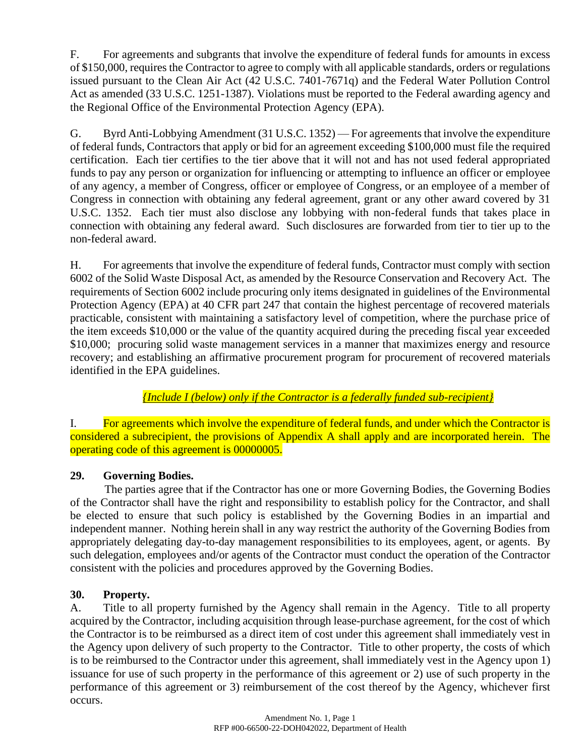F. For agreements and subgrants that involve the expenditure of federal funds for amounts in excess of $150,000, requires the Contractor to agree to comply with all applicable standards, orders or regulations issued pursuant to the Clean Air Act (42 U.S.C. 7401-7671q) and the Federal Water Pollution Control Act as amended (33 U.S.C. 1251-1387). Violations must be reported to the Federal awarding agency and the Regional Office of the Environmental Protection Agency (EPA).

G. Byrd Anti-Lobbying Amendment (31 U.S.C. 1352) — For agreements that involve the expenditure of federal funds, Contractors that apply or bid for an agreement exceeding $100,000 must file the required certification. Each tier certifies to the tier above that it will not and has not used federal appropriated funds to pay any person or organization for influencing or attempting to influence an officer or employee of any agency, a member of Congress, officer or employee of Congress, or an employee of a member of Congress in connection with obtaining any federal agreement, grant or any other award covered by 31 U.S.C. 1352. Each tier must also disclose any lobbying with non-federal funds that takes place in connection with obtaining any federal award. Such disclosures are forwarded from tier to tier up to the non-federal award.

H. For agreements that involve the expenditure of federal funds, Contractor must comply with section 6002 of the Solid Waste Disposal Act, as amended by the Resource Conservation and Recovery Act. The requirements of Section 6002 include procuring only items designated in guidelines of the Environmental Protection Agency (EPA) at 40 CFR part 247 that contain the highest percentage of recovered materials practicable, consistent with maintaining a satisfactory level of competition, where the purchase price of the item exceeds $10,000 or the value of the quantity acquired during the preceding fiscal year exceeded $10,000; procuring solid waste management services in a manner that maximizes energy and resource recovery; and establishing an affirmative procurement program for procurement of recovered materials identified in the EPA guidelines.

*{Include I (below) only if the Contractor is a federally funded sub-recipient}*

I. For agreements which involve the expenditure of federal funds, and under which the Contractor is considered a subrecipient, the provisions of Appendix A shall apply and are incorporated herein. The operating code of this agreement is 00000005.

**29. Governing Bodies.**

The parties agree that if the Contractor has one or more Governing Bodies, the Governing Bodies of the Contractor shall have the right and responsibility to establish policy for the Contractor, and shall be elected to ensure that such policy is established by the Governing Bodies in an impartial and independent manner. Nothing herein shall in any way restrict the authority of the Governing Bodies from appropriately delegating day-to-day management responsibilities to its employees, agent, or agents. By such delegation, employees and/or agents of the Contractor must conduct the operation of the Contractor consistent with the policies and procedures approved by the Governing Bodies.

**30. Property.**

A. Title to all property furnished by the Agency shall remain in the Agency. Title to all property acquired by the Contractor, including acquisition through lease-purchase agreement, for the cost of which the Contractor is to be reimbursed as a direct item of cost under this agreement shall immediately vest in the Agency upon delivery of such property to the Contractor. Title to other property, the costs of which is to be reimbursed to the Contractor under this agreement, shall immediately vest in the Agency upon 1) issuance for use of such property in the performance of this agreement or 2) use of such property in the performance of this agreement or 3) reimbursement of the cost thereof by the Agency, whichever first occurs.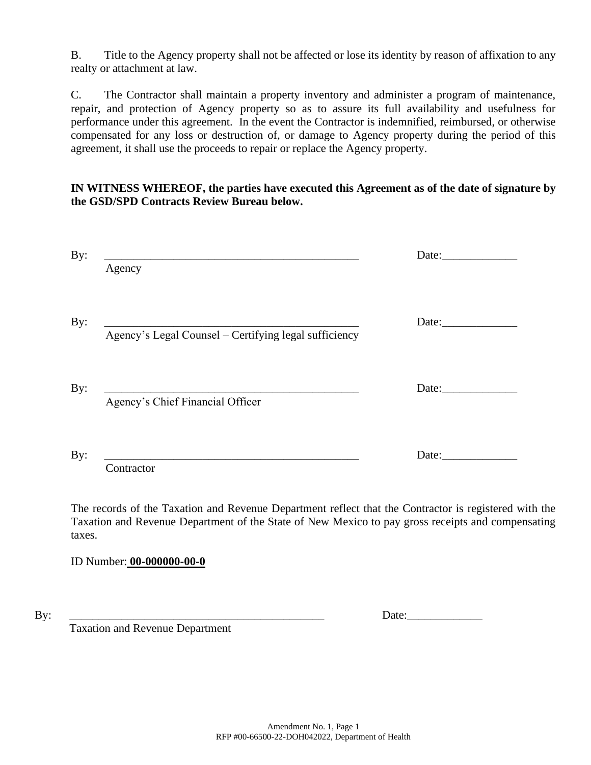B. Title to the Agency property shall not be affected or lose its identity by reason of affixation to any realty or attachment at law.

C. The Contractor shall maintain a property inventory and administer a program of maintenance, repair, and protection of Agency property so as to assure its full availability and usefulness for performance under this agreement. In the event the Contractor is indemnified, reimbursed, or otherwise compensated for any loss or destruction of, or damage to Agency property during the period of this agreement, it shall use the proceeds to repair or replace the Agency property.

**IN WITNESS WHEREOF, the parties have executed this Agreement as of the date of signature by the GSD/SPD Contracts Review Bureau below.**

By: ____________________________________________ Date:_____________
Agency

By: ____________________________________________ Date:_____________
Agency's Legal Counsel – Certifying legal sufficiency

By: ____________________________________________ Date:_____________
Agency's Chief Financial Officer

By: ____________________________________________ Date:_____________
Contractor

The records of the Taxation and Revenue Department reflect that the Contractor is registered with the Taxation and Revenue Department of the State of New Mexico to pay gross receipts and compensating taxes.

ID Number: **00-000000-00-0**

By: ____________________________________________ Date:_____________
Taxation and Revenue Department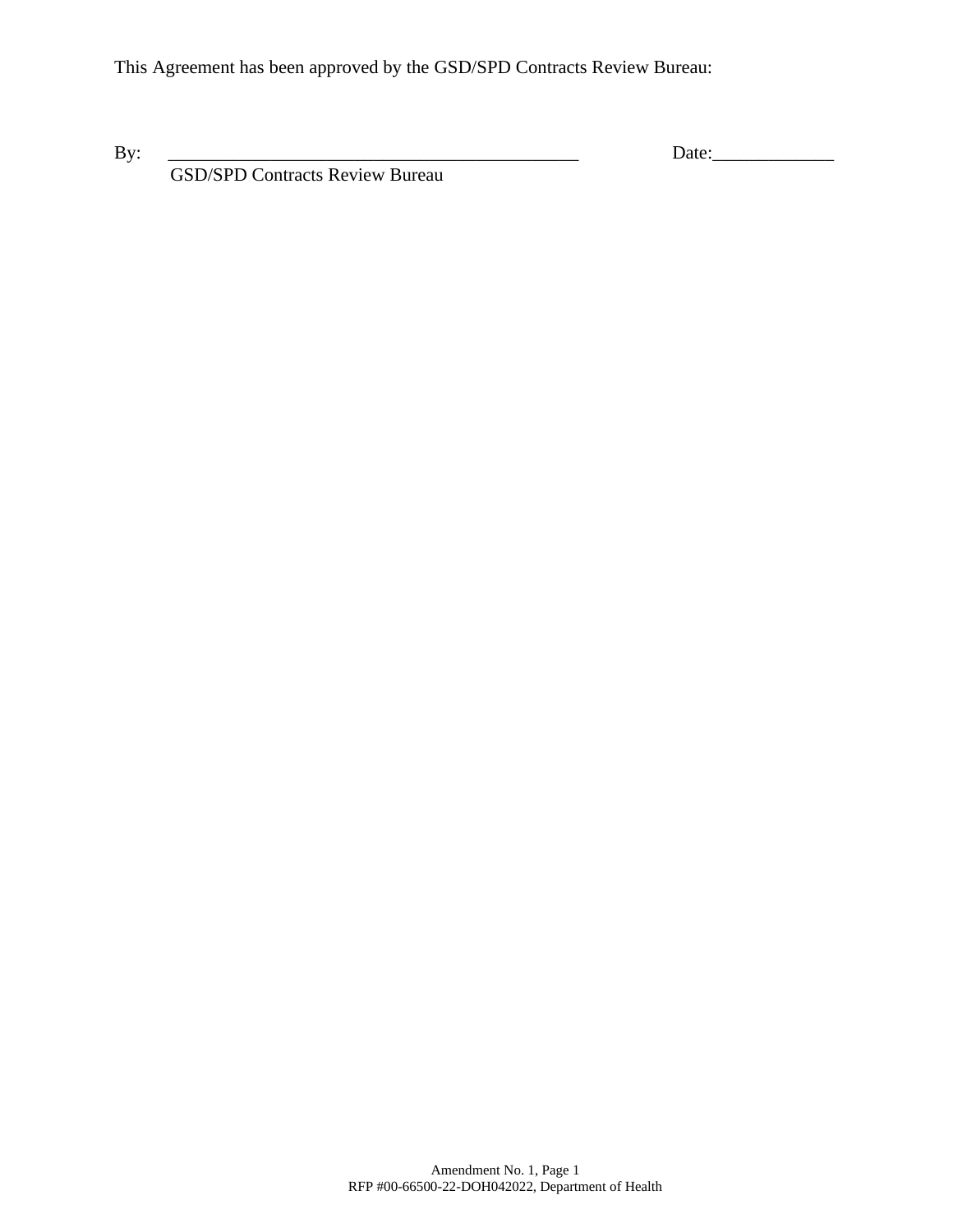This Agreement has been approved by the GSD/SPD Contracts Review Bureau:

By: ______________________________________________ Date:_____________
GSD/SPD Contracts Review Bureau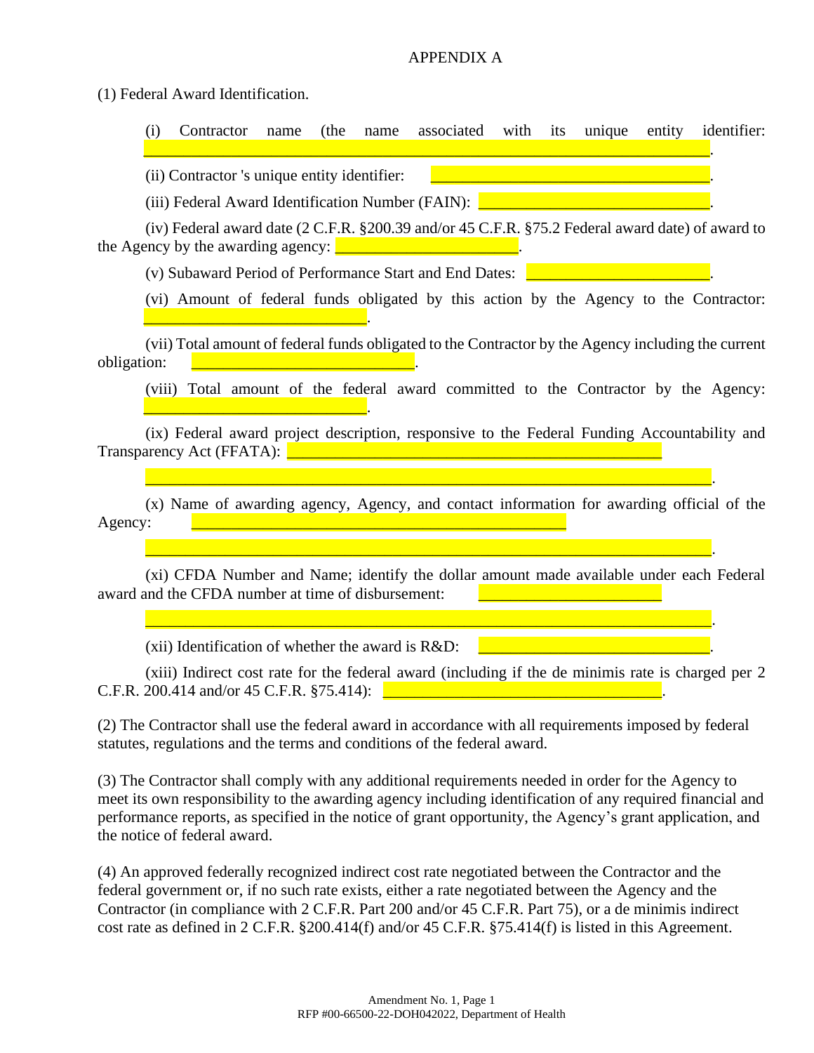APPENDIX A

(1) Federal Award Identification.

(i) Contractor name (the name associated with its unique entity identifier: ________________________________________________________________.

(ii) Contractor 's unique entity identifier: ______________________________.

(iii) Federal Award Identification Number (FAIN): ______________________.

(iv) Federal award date (2 C.F.R. §200.39 and/or 45 C.F.R. §75.2 Federal award date) of award to the Agency by the awarding agency: ____________________.

(v) Subaward Period of Performance Start and End Dates: ____________________.

(vi) Amount of federal funds obligated by this action by the Agency to the Contractor: ________________________.

(vii) Total amount of federal funds obligated to the Contractor by the Agency including the current obligation: ________________________.

(viii) Total amount of the federal award committed to the Contractor by the Agency: ________________________.

(ix) Federal award project description, responsive to the Federal Funding Accountability and Transparency Act (FFATA): ________________________________________

________________________________________________________________.

(x) Name of awarding agency, Agency, and contact information for awarding official of the Agency: ________________________________________

________________________________________________________________.

(xi) CFDA Number and Name; identify the dollar amount made available under each Federal award and the CFDA number at time of disbursement: ____________________

________________________________________________________________.

(xii) Identification of whether the award is R&D: ______________________.

(xiii) Indirect cost rate for the federal award (including if the de minimis rate is charged per 2 C.F.R. 200.414 and/or 45 C.F.R. §75.414): ______________________________.

(2) The Contractor shall use the federal award in accordance with all requirements imposed by federal statutes, regulations and the terms and conditions of the federal award.

(3) The Contractor shall comply with any additional requirements needed in order for the Agency to meet its own responsibility to the awarding agency including identification of any required financial and performance reports, as specified in the notice of grant opportunity, the Agency's grant application, and the notice of federal award.

(4) An approved federally recognized indirect cost rate negotiated between the Contractor and the federal government or, if no such rate exists, either a rate negotiated between the Agency and the Contractor (in compliance with 2 C.F.R. Part 200 and/or 45 C.F.R. Part 75), or a de minimis indirect cost rate as defined in 2 C.F.R. §200.414(f) and/or 45 C.F.R. §75.414(f) is listed in this Agreement.

Amendment No. 1, Page 1
RFP #00-66500-22-DOH042022, Department of Health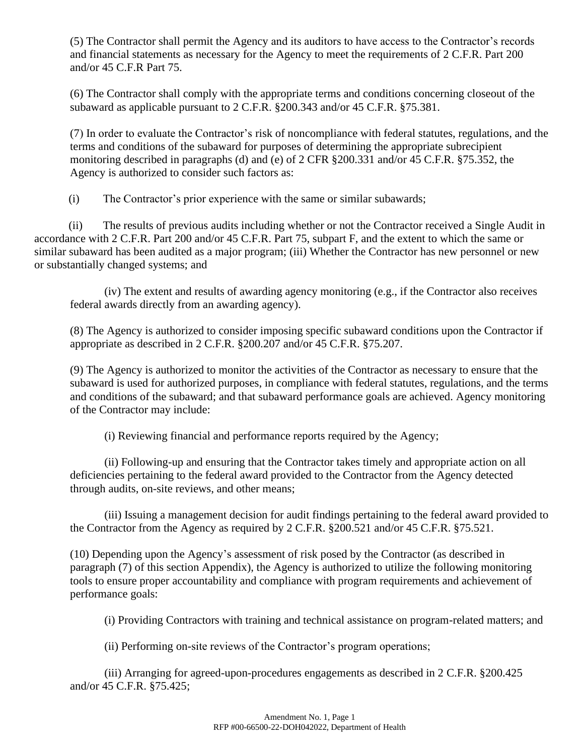(5) The Contractor shall permit the Agency and its auditors to have access to the Contractor's records and financial statements as necessary for the Agency to meet the requirements of 2 C.F.R. Part 200 and/or 45 C.F.R Part 75.

(6) The Contractor shall comply with the appropriate terms and conditions concerning closeout of the subaward as applicable pursuant to 2 C.F.R. §200.343 and/or 45 C.F.R. §75.381.

(7) In order to evaluate the Contractor's risk of noncompliance with federal statutes, regulations, and the terms and conditions of the subaward for purposes of determining the appropriate subrecipient monitoring described in paragraphs (d) and (e) of 2 CFR §200.331 and/or 45 C.F.R. §75.352, the Agency is authorized to consider such factors as:

(i) The Contractor's prior experience with the same or similar subawards;

(ii) The results of previous audits including whether or not the Contractor received a Single Audit in accordance with 2 C.F.R. Part 200 and/or 45 C.F.R. Part 75, subpart F, and the extent to which the same or similar subaward has been audited as a major program; (iii) Whether the Contractor has new personnel or new or substantially changed systems; and

(iv) The extent and results of awarding agency monitoring (e.g., if the Contractor also receives federal awards directly from an awarding agency).

(8) The Agency is authorized to consider imposing specific subaward conditions upon the Contractor if appropriate as described in 2 C.F.R. §200.207 and/or 45 C.F.R. §75.207.

(9) The Agency is authorized to monitor the activities of the Contractor as necessary to ensure that the subaward is used for authorized purposes, in compliance with federal statutes, regulations, and the terms and conditions of the subaward; and that subaward performance goals are achieved. Agency monitoring of the Contractor may include:

(i) Reviewing financial and performance reports required by the Agency;

(ii) Following-up and ensuring that the Contractor takes timely and appropriate action on all deficiencies pertaining to the federal award provided to the Contractor from the Agency detected through audits, on-site reviews, and other means;

(iii) Issuing a management decision for audit findings pertaining to the federal award provided to the Contractor from the Agency as required by 2 C.F.R. §200.521 and/or 45 C.F.R. §75.521.

(10) Depending upon the Agency's assessment of risk posed by the Contractor (as described in paragraph (7) of this section Appendix), the Agency is authorized to utilize the following monitoring tools to ensure proper accountability and compliance with program requirements and achievement of performance goals:

(i) Providing Contractors with training and technical assistance on program-related matters; and

(ii) Performing on-site reviews of the Contractor's program operations;

(iii) Arranging for agreed-upon-procedures engagements as described in 2 C.F.R. §200.425 and/or 45 C.F.R. §75.425;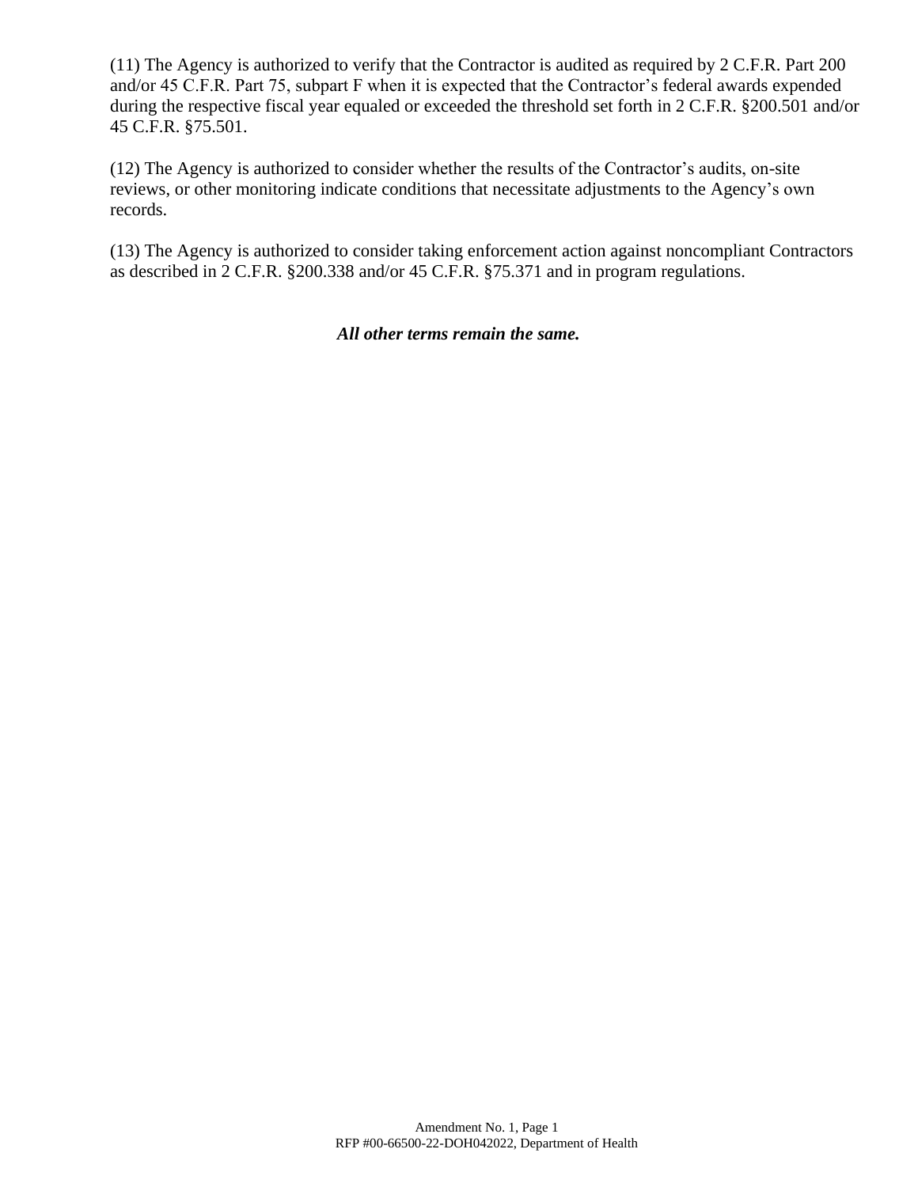(11) The Agency is authorized to verify that the Contractor is audited as required by 2 C.F.R. Part 200 and/or 45 C.F.R. Part 75, subpart F when it is expected that the Contractor's federal awards expended during the respective fiscal year equaled or exceeded the threshold set forth in 2 C.F.R. §200.501 and/or 45 C.F.R. §75.501.

(12) The Agency is authorized to consider whether the results of the Contractor's audits, on-site reviews, or other monitoring indicate conditions that necessitate adjustments to the Agency's own records.

(13) The Agency is authorized to consider taking enforcement action against noncompliant Contractors as described in 2 C.F.R. §200.338 and/or 45 C.F.R. §75.371 and in program regulations.

***All other terms remain the same.***